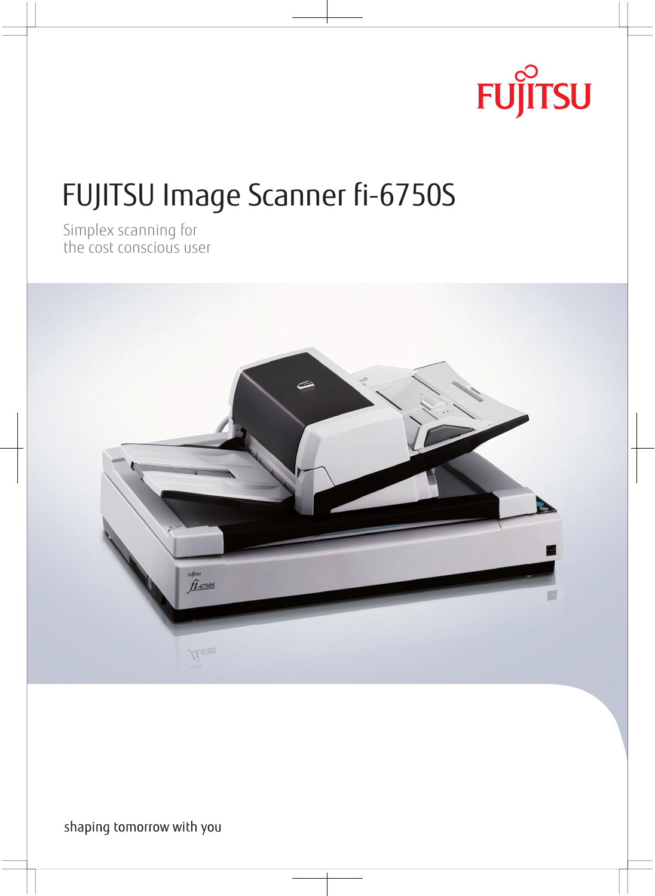FUJITSU

# FUJITSU Image Scanner fi-6750S

Simplex scanning for
the cost conscious user

shaping tomorrow with you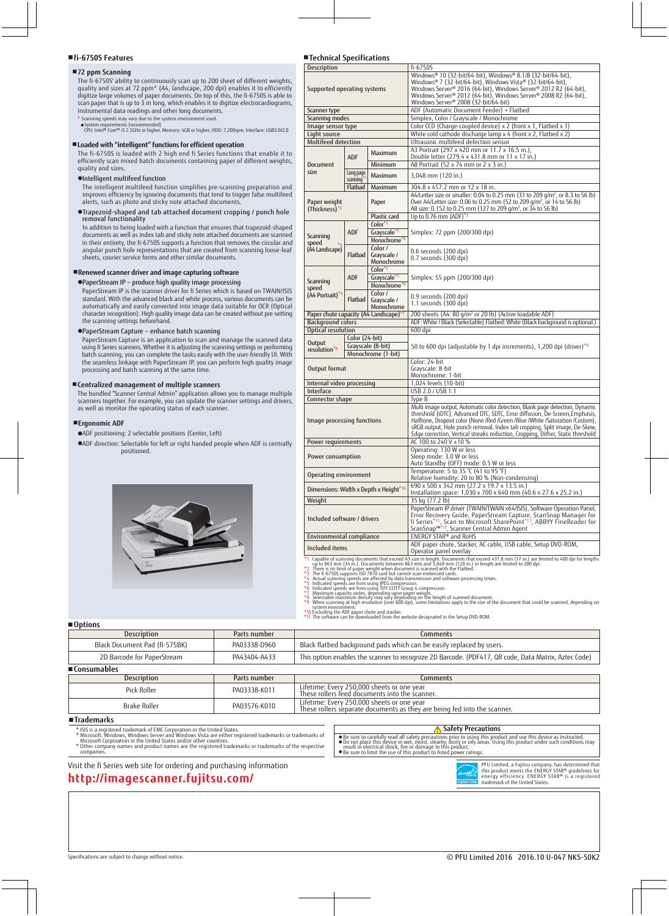## fi-6750S Features

### 72 ppm Scanning

The fi-6750S' ability to continuously scan up to 200 sheet of different weights, quality and sizes at 72 ppm* (A4, landscape, 200 dpi) enables it to efficiently digitize large volumes of paper documents. On top of this, the fi-6750S is able to scan paper that is up to 3 m long, which enables it to digitize electrocardiograms, instrumental data readings and other long documents.

* Scanning speeds may vary due to the system environment used.
● System requirements (recommended)
CPU: Intel® Core™ i5 2.5GHz or higher, Memory: 4GB or higher, HDD: 7,200rpm, Interface: USB3.0/2.0

### Loaded with "intelligent" functions for efficient operation

The fi-6750S is loaded with 2 high end fi Series functions that enable it to efficiently scan mixed batch documents containing paper of different weights, quality and sizes.

**●Intelligent multifeed function**

The intelligent multifeed function simplifies pre-scanning preparation and improves efficiency by ignoring documents that tend to trigger false multifeed alerts, such as photo and sticky note attached documents.

**●Trapezoid-shaped and tab attached document cropping / punch hole removal functionality**

In addition to being loaded with a function that ensures that trapezoid-shaped documents as well as index tab and sticky note attached documents are scanned in their entirety, the fi-6750S supports a function that removes the circular and angular punch hole representations that are created from scanning loose-leaf sheets, courier service forms and other similar documents.

### Renewed scanner driver and image capturing software

**●PaperStream IP – produce high quality image processing**

PaperStream IP is the scanner driver for fi Series which is based on TWAIN/ISIS standard. With the advanced black and white process, various documents can be automatically and easily converted into image data suitable for OCR (Optical character recognition). High quality image data can be created without pre-setting the scanning settings beforehand.

**●PaperStream Capture – enhance batch scanning**

PaperStream Capture is an application to scan and manage the scanned data using fi Series scanners. Whether it is adjusting the scanning settings or performing batch scanning, you can complete the tasks easily with the user-friendly UI. With the seamless linkage with PaperStream IP, you can perform high quality image processing and batch scanning at the same time.

### Centralized management of multiple scanners

The bundled "Scanner Central Admin" application allows you to manage multiple scanners together. For example, you can update the scanner settings and drivers, as well as monitor the operating status of each scanner.

### Ergonomic ADF

●ADF positioning: 2 selectable positions (Center, Left)

●ADF direction: Selectable for left or right handed people when ADF is centrally positioned.

## Technical Specifications

| Description | | | fi-6750S |
|---|---|---|---|
| Supported operating systems | | | Windows® 10 (32-bit/64-bit), Windows® 8.1/8 (32-bit/64-bit), Windows® 7 (32-bit/64-bit), Windows Vista® (32-bit/64-bit), Windows Server® 2016 (64-bit), Windows Server® 2012 R2 (64-bit), Windows Server® 2012 (64-bit), Windows Server® 2008 R2 (64-bit), Windows Server® 2008 (32-bit/64-bit) |
| Scanner type | | | ADF (Automatic Document Feeder) + Flatbed |
| Scanning modes | | | Simplex, Color / Grayscale / Monochrome |
| Image sensor type | | | Color CCD (Charge-coupled device) x 2 (front x 1, Flatbed x 1) |
| Light source | | | White cold cathode discharge lamp x 4 (front x 2, Flatbed x 2) |
| Multifeed detection | | | Ultrasonic multifeed defection sensor |
| Document size | ADF | Maximum | A3 Portrait (297 x 420 mm or 11.7 x 16.5 in.), Double letter (279.4 x 431.8 mm or 11 x 17 in.) |
| | | Minimum | A8 Portrait (52 x 74 mm or 2 x 3 in.) |
| | Long page scanning*1 | Maximum | 3,048 mm (120 in.) |
| | Flatbed | Maximum | 304.8 x 457.2 mm or 12 x 18 in. |
| Paper weight (Thickness)*2 | | Paper | A4/Letter size or smaller: 0.04 to 0.25 mm (31 to 209 g/m², or 8.3 to 56 lb) Over A4/Letter size: 0.06 to 0.25 mm (52 to 209 g/m², or 14 to 56 lb) A8 size: 0.152 to 0.25 mm (127 to 209 g/m², or 34 to 56 lb) |
| | | Plastic card | Up to 0.76 mm (ADF)*3 |
| Scanning speed*4 (A4 Landscape) | ADF | Color*5 / Grayscale*5 / Monochrome*6 | Simplex: 72 ppm (200/300 dpi) |
| | Flatbed | Color / Grayscale / Monochrome | 0.6 seconds (200 dpi) 0.7 seconds (300 dpi) |
| Scanning speed (A4 Portrait)*4 | ADF | Color*5 / Grayscale*5 / Monochrome*6 | Simplex: 55 ppm (200/300 dpi) |
| | Flatbed | Color / Grayscale / Monochrome | 0.9 seconds (200 dpi) 1.1 seconds (300 dpi) |
| Paper chute capacity (A4 Landscape)*7 | | | 200 sheets (A4: 80 g/m² or 20 lb) (Active loadable ADF) |
| Background colors | | | ADF: White / Black (Selectable) Flatbed: White (Black background is optional.) |
| Optical resolution | | | 600 dpi |
| Output resolution*8 | Color (24-bit) | | 50 to 600 dpi (adjustable by 1 dpi increments), 1,200 dpi (driver)*9 |
| | Grayscale (8-bit) | | |
| | Monochrome (1-bit) | | |
| Output format | | | Color: 24-bit Grayscale: 8-bit Monochrome: 1-bit |
| Internal video processing | | | 1,024 levels (10-bit) |
| Interface | | | USB 2.0 / USB 1.1 |
| Connector shape | | | Type B |
| Image processing functions | | | Multi image output, Automatic color detection, Blank page detection, Dynamic threshold (iDTC), Advanced DTC, SDTC, Error diffusion, De-Screen, Emphasis, Halftone, Dropout color (None /Red /Green /Blue /White /Saturation /Custom), sRGB output, Hole punch removal, Index tab cropping, Split image, De-Skew, Edge correction, Vertical streaks reduction, Cropping, Dither, Static threshold |
| Power requirements | | | AC 100 to 240 V ±10 % |
| Power consumption | | | Operating: 130 W or less Sleep mode: 3.0 W or less Auto Standby (OFF) mode: 0.5 W or less |
| Operating environment | | | Temperature: 5 to 35 °C (41 to 95 °F) Relative humidity: 20 to 80 % (Non-condensing) |
| Dimensions: Width x Depth x Height*10 | | | 690 x 500 x 342 mm (27.2 x 19.7 x 13.5 in.) Installation space: 1,030 x 700 x 640 mm (40.6 x 27.6 x 25.2 in.) |
| Weight | | | 35 kg (77.2 lb) |
| Included software / drivers | | | PaperStream IP driver (TWAIN/TWAIN x64/ISIS), Software Operation Panel, Error Recovery Guide, PaperStream Capture, ScanSnap Manager for fi Series*11, Scan to Microsoft SharePoint*11, ABBYY FineReader for ScanSnap™*11, Scanner Central Admin Agent |
| Environmental compliance | | | ENERGY STAR® and RoHS |
| Included items | | | ADF paper chute, Stacker, AC cable, USB cable, Setup DVD-ROM, Operator panel overlay |

*1 Capable of scanning documents that exceed A3 size in length. Documents that exceed 431.8 mm (17 in.) are limited to 400 dpi for lengths up to 863 mm (34 in.). Documents between 863 mm and 3,048 mm (120 in.) in length are limited to 200 dpi.
*2 There is no limit of paper weight when document is scanned with the Flatbed.
*3 The fi-6750S supports ISO 7810 card but cannot scan embossed cards.
*4 Actual scanning speeds are affected by data transmission and software processing times.
*5 Indicated speeds are from using JPEG compression.
*6 Indicated speeds are from using TIFF CCITT Group 4 compression.
*7 Maximum capacity varies, depending upon paper weight.
*8 Selectable maximum density may vary depending on the length of scanned document.
*9 When scanning at high resolution (over 600 dpi), some limitations apply to the size of the document that could be scanned, depending on system environment.
*10 Excluding the ADF paper chute and stacker.
*11 The software can be downloaded from the website designated in the Setup DVD-ROM.

## Options

| Description | Parts number | Comments |
|---|---|---|
| Black Document Pad (fi-575BK) | PA03338-D960 | Black flatbed background pads which can be easily replaced by users. |
| 2D Barcode for PaperStream | PA43404-A433 | This option enables the scanner to recognize 2D Barcode. (PDF417, QR code, Data Matrix, Aztec Code) |

## Consumables

| Description | Parts number | Comments |
|---|---|---|
| Pick Roller | PA03338-K011 | Lifetime: Every 250,000 sheets or one year These rollers feed documents into the scanner. |
| Brake Roller | PA03576-K010 | Lifetime: Every 250,000 sheets or one year These rollers separate documents as they are being fed into the scanner. |

## Trademarks

* ISIS is a registered trademark of EMC Corporation in the United States.
* Microsoft, Windows, Windows Server and Windows Vista are either registered trademarks or trademarks of Microsoft Corporation in the United States and/or other countries.
* Other company names and product names are the registered trademarks or trademarks of the respective companies.

### ⚠ Safety Precautions

- Be sure to carefully read all safety precautions prior to using this product and use this device as instructed.
- Do not place this device in wet, moist, steamy, dusty or oily areas. Using this product under such conditions may result in electrical shock, fire or damage to this product.
- Be sure to limit the use of this product to listed power ratings.

Visit the fi Series web site for ordering and purchasing information

**http://imagescanner.fujitsu.com/**

PFU Limited, a Fujitsu company, has determined that this product meets the ENERGY STAR® guidelines for energy efficiency. ENERGY STAR® is a registered trademark of the United States.

Specifications are subject to change without notice.

© PFU Limited 2016 2016.10 U-047 NKS-50K2